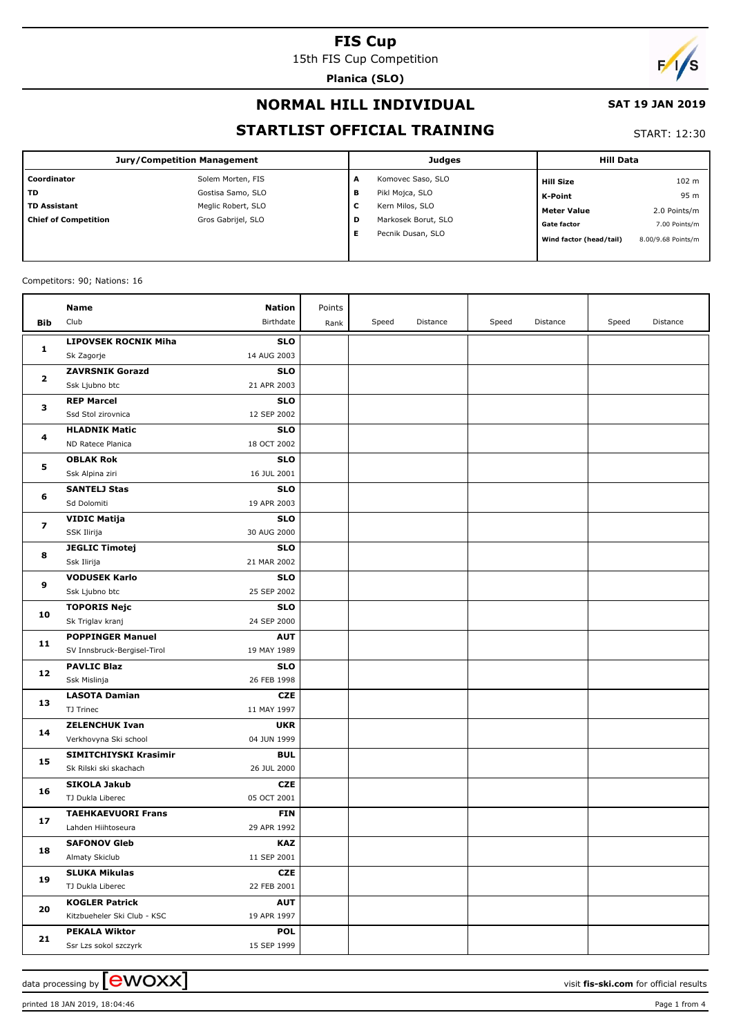# FIS Cup

15th FIS Cup Competition

**Planica (SLO)**

## NORMAL HILL INDIVIDUAL

**SAT 19 JAN 2019**

## STARTLIST OFFICIAL TRAINING

START: 12:30

| Jury/Competition Management | | Judges | | Hill Data | |
|---|---|---|---|---|---|
| **Coordinator** | Solem Morten, FIS | **A** | Komovec Saso, SLO | **Hill Size** | 102 m |
| **TD** | Gostisa Samo, SLO | **B** | Pikl Mojca, SLO | **K-Point** | 95 m |
| **TD Assistant** | Meglic Robert, SLO | **C** | Kern Milos, SLO | **Meter Value** | 2.0 Points/m |
| **Chief of Competition** | Gros Gabrijel, SLO | **D** | Markosek Borut, SLO | **Gate factor** | 7.00 Points/m |
| | | **E** | Pecnik Dusan, SLO | **Wind factor (head/tail)** | 8.00/9.68 Points/m |

Competitors: 90; Nations: 16

| Bib | Name / Club | Nation / Birthdate | Points / Rank | Speed | Distance | Speed | Distance | Speed | Distance |
|---|---|---|---|---|---|---|---|---|---|
| 1 | **LIPOVSEK ROCNIK Miha**<br>Sk Zagorje | **SLO**<br>14 AUG 2003 | | | | | | | |
| 2 | **ZAVRSNIK Gorazd**<br>Ssk Ljubno btc | **SLO**<br>21 APR 2003 | | | | | | | |
| 3 | **REP Marcel**<br>Ssd Stol zirovnica | **SLO**<br>12 SEP 2002 | | | | | | | |
| 4 | **HLADNIK Matic**<br>ND Ratece Planica | **SLO**<br>18 OCT 2002 | | | | | | | |
| 5 | **OBLAK Rok**<br>Ssk Alpina ziri | **SLO**<br>16 JUL 2001 | | | | | | | |
| 6 | **SANTELJ Stas**<br>Sd Dolomiti | **SLO**<br>19 APR 2003 | | | | | | | |
| 7 | **VIDIC Matija**<br>SSK Ilirija | **SLO**<br>30 AUG 2000 | | | | | | | |
| 8 | **JEGLIC Timotej**<br>Ssk Ilirija | **SLO**<br>21 MAR 2002 | | | | | | | |
| 9 | **VODUSEK Karlo**<br>Ssk Ljubno btc | **SLO**<br>25 SEP 2002 | | | | | | | |
| 10 | **TOPORIS Nejc**<br>Sk Triglav kranj | **SLO**<br>24 SEP 2000 | | | | | | | |
| 11 | **POPPINGER Manuel**<br>SV Innsbruck-Bergisel-Tirol | **AUT**<br>19 MAY 1989 | | | | | | | |
| 12 | **PAVLIC Blaz**<br>Ssk Mislinja | **SLO**<br>26 FEB 1998 | | | | | | | |
| 13 | **LASOTA Damian**<br>TJ Trinec | **CZE**<br>11 MAY 1997 | | | | | | | |
| 14 | **ZELENCHUK Ivan**<br>Verkhovyna Ski school | **UKR**<br>04 JUN 1999 | | | | | | | |
| 15 | **SIMITCHIYSKI Krasimir**<br>Sk Rilski ski skachach | **BUL**<br>26 JUL 2000 | | | | | | | |
| 16 | **SIKOLA Jakub**<br>TJ Dukla Liberec | **CZE**<br>05 OCT 2001 | | | | | | | |
| 17 | **TAEHKAEVUORI Frans**<br>Lahden Hiihtoseura | **FIN**<br>29 APR 1992 | | | | | | | |
| 18 | **SAFONOV Gleb**<br>Almaty Skiclub | **KAZ**<br>11 SEP 2001 | | | | | | | |
| 19 | **SLUKA Mikulas**<br>TJ Dukla Liberec | **CZE**<br>22 FEB 2001 | | | | | | | |
| 20 | **KOGLER Patrick**<br>Kitzbueheler Ski Club - KSC | **AUT**<br>19 APR 1997 | | | | | | | |
| 21 | **PEKALA Wiktor**<br>Ssr Lzs sokol szczyrk | **POL**<br>15 SEP 1999 | | | | | | | |

data processing by ewoxx — visit fis-ski.com for official results

printed 18 JAN 2019, 18:04:46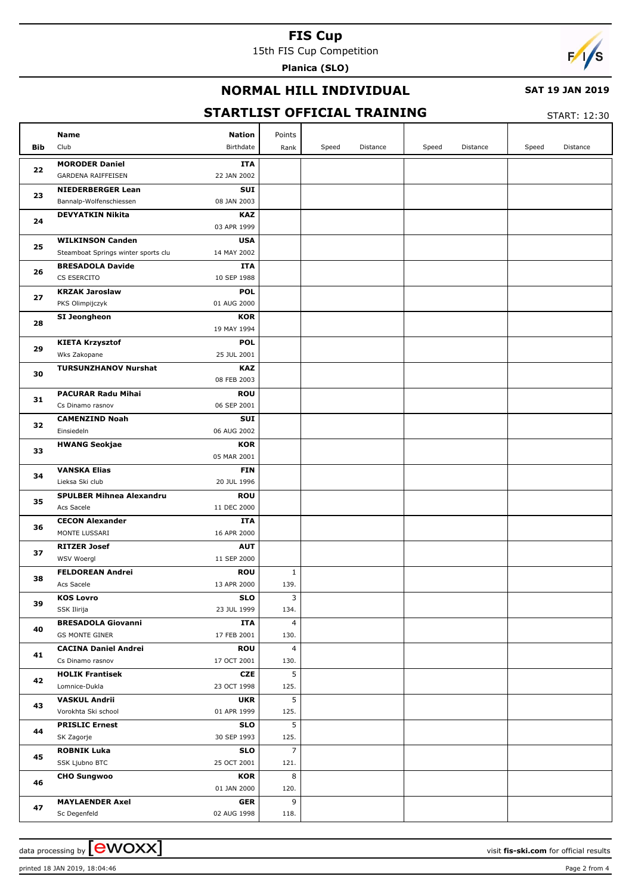# FIS Cup

15th FIS Cup Competition

**Planica (SLO)**

## NORMAL HILL INDIVIDUAL

**SAT 19 JAN 2019**

## STARTLIST OFFICIAL TRAINING

START: 12:30

| Bib | Name / Club | Nation / Birthdate | Points / Rank | Speed | Distance | Speed | Distance | Speed | Distance |
|---|---|---|---|---|---|---|---|---|---|
| 22 | **MORODER Daniel** GARDENA RAIFFEISEN | **ITA** 22 JAN 2002 | | | | | | | |
| 23 | **NIEDERBERGER Lean** Bannalp-Wolfenschiessen | **SUI** 08 JAN 2003 | | | | | | | |
| 24 | **DEVYATKIN Nikita** | **KAZ** 03 APR 1999 | | | | | | | |
| 25 | **WILKINSON Canden** Steamboat Springs winter sports clu | **USA** 14 MAY 2002 | | | | | | | |
| 26 | **BRESADOLA Davide** CS ESERCITO | **ITA** 10 SEP 1988 | | | | | | | |
| 27 | **KRZAK Jaroslaw** PKS Olimpijczyk | **POL** 01 AUG 2000 | | | | | | | |
| 28 | **SI Jeongheon** | **KOR** 19 MAY 1994 | | | | | | | |
| 29 | **KIETA Krzysztof** Wks Zakopane | **POL** 25 JUL 2001 | | | | | | | |
| 30 | **TURSUNZHANOV Nurshat** | **KAZ** 08 FEB 2003 | | | | | | | |
| 31 | **PACURAR Radu Mihai** Cs Dinamo rasnov | **ROU** 06 SEP 2001 | | | | | | | |
| 32 | **CAMENZIND Noah** Einsiedeln | **SUI** 06 AUG 2002 | | | | | | | |
| 33 | **HWANG Seokjae** | **KOR** 05 MAR 2001 | | | | | | | |
| 34 | **VANSKA Elias** Lieksa Ski club | **FIN** 20 JUL 1996 | | | | | | | |
| 35 | **SPULBER Mihnea Alexandru** Acs Sacele | **ROU** 11 DEC 2000 | | | | | | | |
| 36 | **CECON Alexander** MONTE LUSSARI | **ITA** 16 APR 2000 | | | | | | | |
| 37 | **RITZER Josef** WSV Woergl | **AUT** 11 SEP 2000 | | | | | | | |
| 38 | **FELDOREAN Andrei** Acs Sacele | **ROU** 13 APR 2000 | 1 139. | | | | | | |
| 39 | **KOS Lovro** SSK Ilirija | **SLO** 23 JUL 1999 | 3 134. | | | | | | |
| 40 | **BRESADOLA Giovanni** GS MONTE GINER | **ITA** 17 FEB 2001 | 4 130. | | | | | | |
| 41 | **CACINA Daniel Andrei** Cs Dinamo rasnov | **ROU** 17 OCT 2001 | 4 130. | | | | | | |
| 42 | **HOLIK Frantisek** Lomnice-Dukla | **CZE** 23 OCT 1998 | 5 125. | | | | | | |
| 43 | **VASKUL Andrii** Vorokhta Ski school | **UKR** 01 APR 1999 | 5 125. | | | | | | |
| 44 | **PRISLIC Ernest** SK Zagorje | **SLO** 30 SEP 1993 | 5 125. | | | | | | |
| 45 | **ROBNIK Luka** SSK Ljubno BTC | **SLO** 25 OCT 2001 | 7 121. | | | | | | |
| 46 | **CHO Sungwoo** | **KOR** 01 JAN 2000 | 8 120. | | | | | | |
| 47 | **MAYLAENDER Axel** Sc Degenfeld | **GER** 02 AUG 1998 | 9 118. | | | | | | |

data processing by ewoxx — visit **fis-ski.com** for official results

printed 18 JAN 2019, 18:04:46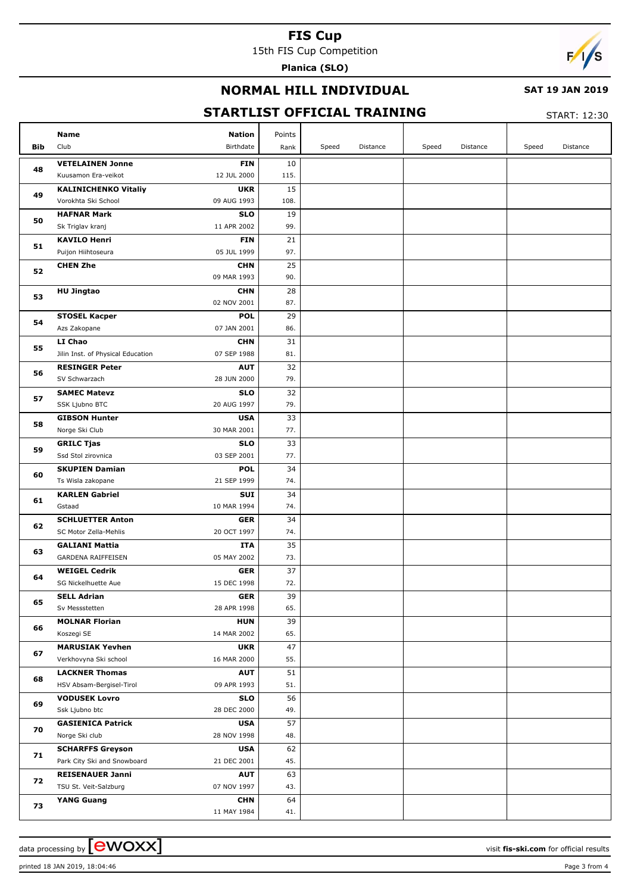# FIS Cup

15th FIS Cup Competition

**Planica (SLO)**

## NORMAL HILL INDIVIDUAL

**SAT 19 JAN 2019**

## STARTLIST OFFICIAL TRAINING

START: 12:30

| Bib | Name / Club | Nation / Birthdate | Points / Rank | Speed | Distance | Speed | Distance | Speed | Distance |
|---|---|---|---|---|---|---|---|---|---|
| 48 | **VETELAINEN Jonne**<br>Kuusamon Era-veikot | **FIN**<br>12 JUL 2000 | 10<br>115. | | | | | | |
| 49 | **KALINICHENKO Vitaliy**<br>Vorokhta Ski School | **UKR**<br>09 AUG 1993 | 15<br>108. | | | | | | |
| 50 | **HAFNAR Mark**<br>Sk Triglav kranj | **SLO**<br>11 APR 2002 | 19<br>99. | | | | | | |
| 51 | **KAVILO Henri**<br>Puijon Hiihtoseura | **FIN**<br>05 JUL 1999 | 21<br>97. | | | | | | |
| 52 | **CHEN Zhe** | **CHN**<br>09 MAR 1993 | 25<br>90. | | | | | | |
| 53 | **HU Jingtao** | **CHN**<br>02 NOV 2001 | 28<br>87. | | | | | | |
| 54 | **STOSEL Kacper**<br>Azs Zakopane | **POL**<br>07 JAN 2001 | 29<br>86. | | | | | | |
| 55 | **LI Chao**<br>Jilin Inst. of Physical Education | **CHN**<br>07 SEP 1988 | 31<br>81. | | | | | | |
| 56 | **RESINGER Peter**<br>SV Schwarzach | **AUT**<br>28 JUN 2000 | 32<br>79. | | | | | | |
| 57 | **SAMEC Matevz**<br>SSK Ljubno BTC | **SLO**<br>20 AUG 1997 | 32<br>79. | | | | | | |
| 58 | **GIBSON Hunter**<br>Norge Ski Club | **USA**<br>30 MAR 2001 | 33<br>77. | | | | | | |
| 59 | **GRILC Tjas**<br>Ssd Stol zirovnica | **SLO**<br>03 SEP 2001 | 33<br>77. | | | | | | |
| 60 | **SKUPIEN Damian**<br>Ts Wisla zakopane | **POL**<br>21 SEP 1999 | 34<br>74. | | | | | | |
| 61 | **KARLEN Gabriel**<br>Gstaad | **SUI**<br>10 MAR 1994 | 34<br>74. | | | | | | |
| 62 | **SCHLUETTER Anton**<br>SC Motor Zella-Mehlis | **GER**<br>20 OCT 1997 | 34<br>74. | | | | | | |
| 63 | **GALIANI Mattia**<br>GARDENA RAIFFEISEN | **ITA**<br>05 MAY 2002 | 35<br>73. | | | | | | |
| 64 | **WEIGEL Cedrik**<br>SG Nickelhuette Aue | **GER**<br>15 DEC 1998 | 37<br>72. | | | | | | |
| 65 | **SELL Adrian**<br>Sv Messstetten | **GER**<br>28 APR 1998 | 39<br>65. | | | | | | |
| 66 | **MOLNAR Florian**<br>Koszegi SE | **HUN**<br>14 MAR 2002 | 39<br>65. | | | | | | |
| 67 | **MARUSIAK Yevhen**<br>Verkhovyna Ski school | **UKR**<br>16 MAR 2000 | 47<br>55. | | | | | | |
| 68 | **LACKNER Thomas**<br>HSV Absam-Bergisel-Tirol | **AUT**<br>09 APR 1993 | 51<br>51. | | | | | | |
| 69 | **VODUSEK Lovro**<br>Ssk Ljubno btc | **SLO**<br>28 DEC 2000 | 56<br>49. | | | | | | |
| 70 | **GASIENICA Patrick**<br>Norge Ski club | **USA**<br>28 NOV 1998 | 57<br>48. | | | | | | |
| 71 | **SCHARFFS Greyson**<br>Park City Ski and Snowboard | **USA**<br>21 DEC 2001 | 62<br>45. | | | | | | |
| 72 | **REISENAUER Janni**<br>TSU St. Veit-Salzburg | **AUT**<br>07 NOV 1997 | 63<br>43. | | | | | | |
| 73 | **YANG Guang** | **CHN**<br>11 MAY 1984 | 64<br>41. | | | | | | |

data processing by ewoxx — visit **fis-ski.com** for official results

printed 18 JAN 2019, 18:04:46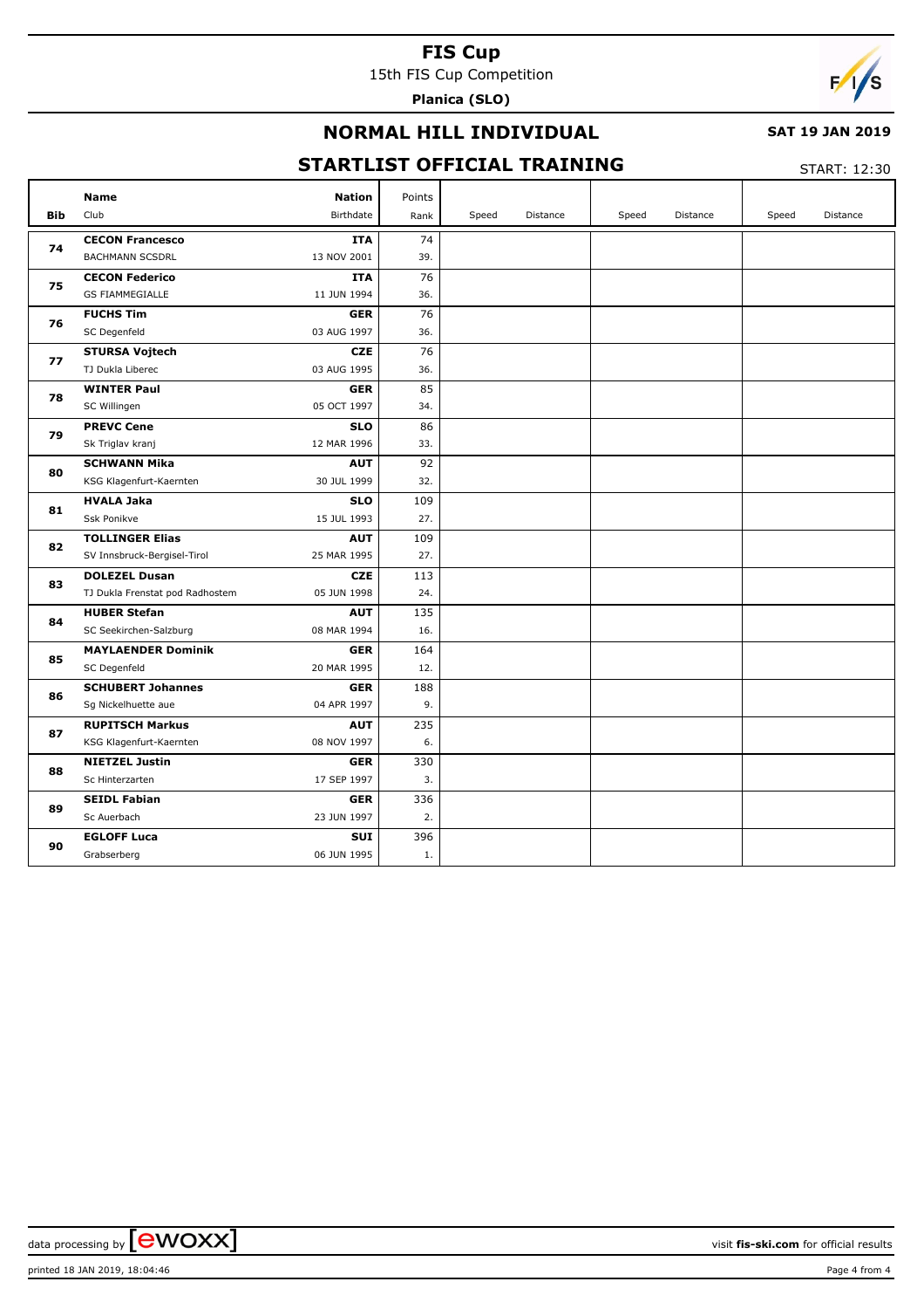# FIS Cup

15th FIS Cup Competition

**Planica (SLO)**

## NORMAL HILL INDIVIDUAL

**SAT 19 JAN 2019**

## STARTLIST OFFICIAL TRAINING

START: 12:30

| Bib | Name<br>Club | Nation<br>Birthdate | Points<br>Rank | Speed | Distance | Speed | Distance | Speed | Distance |
|---|---|---|---|---|---|---|---|---|---|
| 74 | **CECON Francesco**<br>BACHMANN SCSDRL | **ITA**<br>13 NOV 2001 | 74<br>39. | | | | | | |
| 75 | **CECON Federico**<br>GS FIAMMEGIALLE | **ITA**<br>11 JUN 1994 | 76<br>36. | | | | | | |
| 76 | **FUCHS Tim**<br>SC Degenfeld | **GER**<br>03 AUG 1997 | 76<br>36. | | | | | | |
| 77 | **STURSA Vojtech**<br>TJ Dukla Liberec | **CZE**<br>03 AUG 1995 | 76<br>36. | | | | | | |
| 78 | **WINTER Paul**<br>SC Willingen | **GER**<br>05 OCT 1997 | 85<br>34. | | | | | | |
| 79 | **PREVC Cene**<br>Sk Triglav kranj | **SLO**<br>12 MAR 1996 | 86<br>33. | | | | | | |
| 80 | **SCHWANN Mika**<br>KSG Klagenfurt-Kaernten | **AUT**<br>30 JUL 1999 | 92<br>32. | | | | | | |
| 81 | **HVALA Jaka**<br>Ssk Ponikve | **SLO**<br>15 JUL 1993 | 109<br>27. | | | | | | |
| 82 | **TOLLINGER Elias**<br>SV Innsbruck-Bergisel-Tirol | **AUT**<br>25 MAR 1995 | 109<br>27. | | | | | | |
| 83 | **DOLEZEL Dusan**<br>TJ Dukla Frenstat pod Radhostem | **CZE**<br>05 JUN 1998 | 113<br>24. | | | | | | |
| 84 | **HUBER Stefan**<br>SC Seekirchen-Salzburg | **AUT**<br>08 MAR 1994 | 135<br>16. | | | | | | |
| 85 | **MAYLAENDER Dominik**<br>SC Degenfeld | **GER**<br>20 MAR 1995 | 164<br>12. | | | | | | |
| 86 | **SCHUBERT Johannes**<br>Sg Nickelhuette aue | **GER**<br>04 APR 1997 | 188<br>9. | | | | | | |
| 87 | **RUPITSCH Markus**<br>KSG Klagenfurt-Kaernten | **AUT**<br>08 NOV 1997 | 235<br>6. | | | | | | |
| 88 | **NIETZEL Justin**<br>Sc Hinterzarten | **GER**<br>17 SEP 1997 | 330<br>3. | | | | | | |
| 89 | **SEIDL Fabian**<br>Sc Auerbach | **GER**<br>23 JUN 1997 | 336<br>2. | | | | | | |
| 90 | **EGLOFF Luca**<br>Grabserberg | **SUI**<br>06 JUN 1995 | 396<br>1. | | | | | | |

data processing by ewoxx — visit **fis-ski.com** for official results

printed 18 JAN 2019, 18:04:46